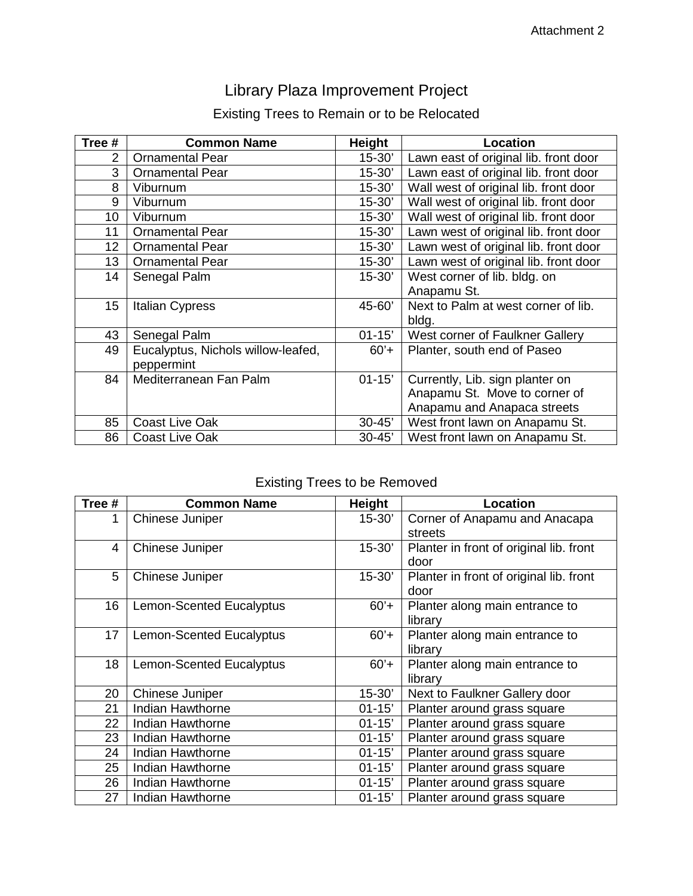Attachment 2

# Library Plaza Improvement Project

## Existing Trees to Remain or to be Relocated

| Tree # | Common Name | Height | Location |
|---|---|---|---|
| 2 | Ornamental Pear | 15-30' | Lawn east of original lib. front door |
| 3 | Ornamental Pear | 15-30' | Lawn east of original lib. front door |
| 8 | Viburnum | 15-30' | Wall west of original lib. front door |
| 9 | Viburnum | 15-30' | Wall west of original lib. front door |
| 10 | Viburnum | 15-30' | Wall west of original lib. front door |
| 11 | Ornamental Pear | 15-30' | Lawn west of original lib. front door |
| 12 | Ornamental Pear | 15-30' | Lawn west of original lib. front door |
| 13 | Ornamental Pear | 15-30' | Lawn west of original lib. front door |
| 14 | Senegal Palm | 15-30' | West corner of lib. bldg. on Anapamu St. |
| 15 | Italian Cypress | 45-60' | Next to Palm at west corner of lib. bldg. |
| 43 | Senegal Palm | 01-15' | West corner of Faulkner Gallery |
| 49 | Eucalyptus, Nichols willow-leafed, peppermint | 60'+ | Planter, south end of Paseo |
| 84 | Mediterranean Fan Palm | 01-15' | Currently, Lib. sign planter on Anapamu St. Move to corner of Anapamu and Anapaca streets |
| 85 | Coast Live Oak | 30-45' | West front lawn on Anapamu St. |
| 86 | Coast Live Oak | 30-45' | West front lawn on Anapamu St. |

## Existing Trees to be Removed

| Tree # | Common Name | Height | Location |
|---|---|---|---|
| 1 | Chinese Juniper | 15-30' | Corner of Anapamu and Anacapa streets |
| 4 | Chinese Juniper | 15-30' | Planter in front of original lib. front door |
| 5 | Chinese Juniper | 15-30' | Planter in front of original lib. front door |
| 16 | Lemon-Scented Eucalyptus | 60'+ | Planter along main entrance to library |
| 17 | Lemon-Scented Eucalyptus | 60'+ | Planter along main entrance to library |
| 18 | Lemon-Scented Eucalyptus | 60'+ | Planter along main entrance to library |
| 20 | Chinese Juniper | 15-30' | Next to Faulkner Gallery door |
| 21 | Indian Hawthorne | 01-15' | Planter around grass square |
| 22 | Indian Hawthorne | 01-15' | Planter around grass square |
| 23 | Indian Hawthorne | 01-15' | Planter around grass square |
| 24 | Indian Hawthorne | 01-15' | Planter around grass square |
| 25 | Indian Hawthorne | 01-15' | Planter around grass square |
| 26 | Indian Hawthorne | 01-15' | Planter around grass square |
| 27 | Indian Hawthorne | 01-15' | Planter around grass square |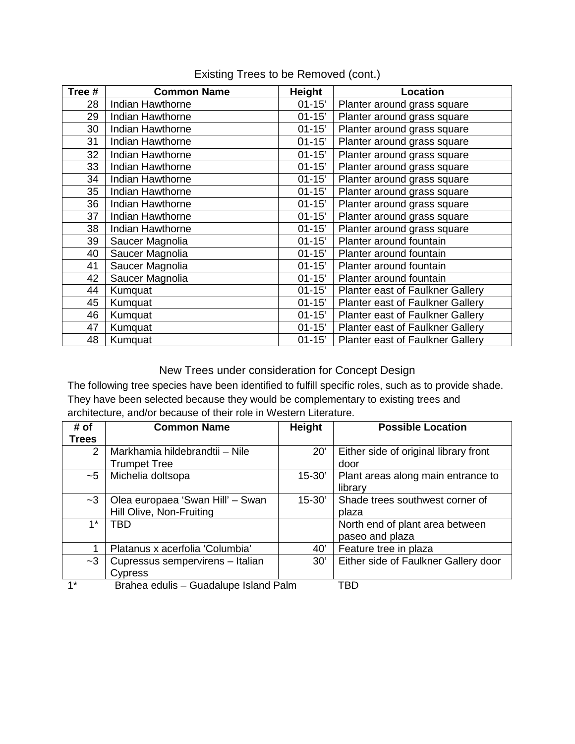## Existing Trees to be Removed (cont.)

| Tree # | Common Name | Height | Location |
|---|---|---|---|
| 28 | Indian Hawthorne | 01-15' | Planter around grass square |
| 29 | Indian Hawthorne | 01-15' | Planter around grass square |
| 30 | Indian Hawthorne | 01-15' | Planter around grass square |
| 31 | Indian Hawthorne | 01-15' | Planter around grass square |
| 32 | Indian Hawthorne | 01-15' | Planter around grass square |
| 33 | Indian Hawthorne | 01-15' | Planter around grass square |
| 34 | Indian Hawthorne | 01-15' | Planter around grass square |
| 35 | Indian Hawthorne | 01-15' | Planter around grass square |
| 36 | Indian Hawthorne | 01-15' | Planter around grass square |
| 37 | Indian Hawthorne | 01-15' | Planter around grass square |
| 38 | Indian Hawthorne | 01-15' | Planter around grass square |
| 39 | Saucer Magnolia | 01-15' | Planter around fountain |
| 40 | Saucer Magnolia | 01-15' | Planter around fountain |
| 41 | Saucer Magnolia | 01-15' | Planter around fountain |
| 42 | Saucer Magnolia | 01-15' | Planter around fountain |
| 44 | Kumquat | 01-15' | Planter east of Faulkner Gallery |
| 45 | Kumquat | 01-15' | Planter east of Faulkner Gallery |
| 46 | Kumquat | 01-15' | Planter east of Faulkner Gallery |
| 47 | Kumquat | 01-15' | Planter east of Faulkner Gallery |
| 48 | Kumquat | 01-15' | Planter east of Faulkner Gallery |

## New Trees under consideration for Concept Design

The following tree species have been identified to fulfill specific roles, such as to provide shade. They have been selected because they would be complementary to existing trees and architecture, and/or because of their role in Western Literature.

| # of Trees | Common Name | Height | Possible Location |
|---|---|---|---|
| 2 | Markhamia hildebrandtii – Nile Trumpet Tree | 20' | Either side of original library front door |
| ~5 | Michelia doltsopa | 15-30' | Plant areas along main entrance to library |
| ~3 | Olea europaea 'Swan Hill' – Swan Hill Olive, Non-Fruiting | 15-30' | Shade trees southwest corner of plaza |
| 1* | TBD | | North end of plant area between paseo and plaza |
| 1 | Platanus x acerfolia 'Columbia' | 40' | Feature tree in plaza |
| ~3 | Cupressus sempervirens – Italian Cypress | 30' | Either side of Faulkner Gallery door |

1* Brahea edulis – Guadalupe Island Palm TBD